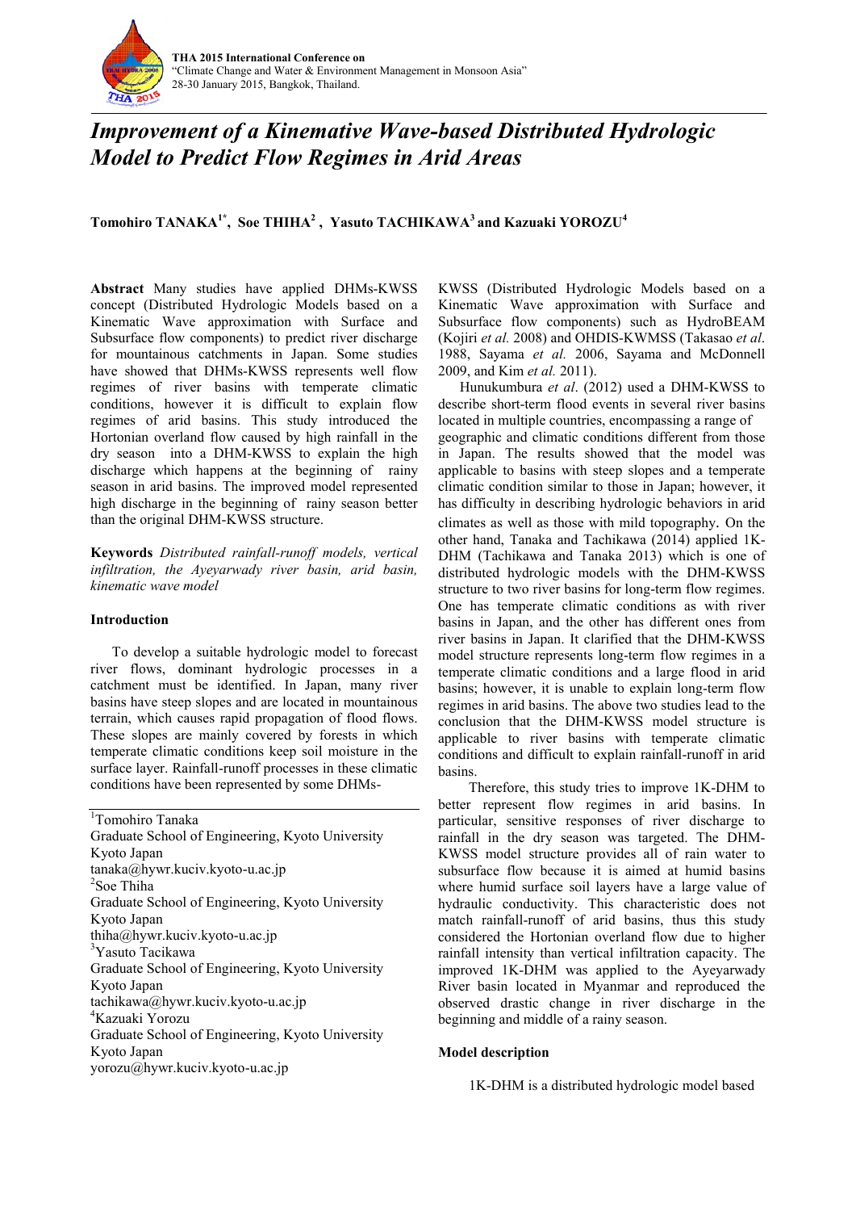# Improvement of a Kinemative Wave-based Distributed Hydrologic Model to Predict Flow Regimes in Arid Areas

**Tomohiro TANAKA[1*], Soe THIHA[2], Yasuto TACHIKAWA[3] and Kazuaki YOROZU[4]**

**Abstract** Many studies have applied DHMs-KWSS concept (Distributed Hydrologic Models based on a Kinematic Wave approximation with Surface and Subsurface flow components) to predict river discharge for mountainous catchments in Japan. Some studies have showed that DHMs-KWSS represents well flow regimes of river basins with temperate climatic conditions, however it is difficult to explain flow regimes of arid basins. This study introduced the Hortonian overland flow caused by high rainfall in the dry season into a DHM-KWSS to explain the high discharge which happens at the beginning of rainy season in arid basins. The improved model represented high discharge in the beginning of rainy season better than the original DHM-KWSS structure.

**Keywords** *Distributed rainfall-runoff models, vertical infiltration, the Ayeyarwady river basin, arid basin, kinematic wave model*

## Introduction

To develop a suitable hydrologic model to forecast river flows, dominant hydrologic processes in a catchment must be identified. In Japan, many river basins have steep slopes and are located in mountainous terrain, which causes rapid propagation of flood flows. These slopes are mainly covered by forests in which temperate climatic conditions keep soil moisture in the surface layer. Rainfall-runoff processes in these climatic conditions have been represented by some DHMs-KWSS (Distributed Hydrologic Models based on a Kinematic Wave approximation with Surface and Subsurface flow components) such as HydroBEAM (Kojiri *et al.* 2008) and OHDIS-KWMSS (Takasao *et al*. 1988, Sayama *et al.* 2006, Sayama and McDonnell 2009, and Kim *et al.* 2011).

Hunukumbura *et al*. (2012) used a DHM-KWSS to describe short-term flood events in several river basins located in multiple countries, encompassing a range of geographic and climatic conditions different from those in Japan. The results showed that the model was applicable to basins with steep slopes and a temperate climatic condition similar to those in Japan; however, it has difficulty in describing hydrologic behaviors in arid climates as well as those with mild topography. On the other hand, Tanaka and Tachikawa (2014) applied 1K-DHM (Tachikawa and Tanaka 2013) which is one of distributed hydrologic models with the DHM-KWSS structure to two river basins for long-term flow regimes. One has temperate climatic conditions as with river basins in Japan, and the other has different ones from river basins in Japan. It clarified that the DHM-KWSS model structure represents long-term flow regimes in a temperate climatic conditions and a large flood in arid basins; however, it is unable to explain long-term flow regimes in arid basins. The above two studies lead to the conclusion that the DHM-KWSS model structure is applicable to river basins with temperate climatic conditions and difficult to explain rainfall-runoff in arid basins.

Therefore, this study tries to improve 1K-DHM to better represent flow regimes in arid basins. In particular, sensitive responses of river discharge to rainfall in the dry season was targeted. The DHM-KWSS model structure provides all of rain water to subsurface flow because it is aimed at humid basins where humid surface soil layers have a large value of hydraulic conductivity. This characteristic does not match rainfall-runoff of arid basins, thus this study considered the Hortonian overland flow due to higher rainfall intensity than vertical infiltration capacity. The improved 1K-DHM was applied to the Ayeyarwady River basin located in Myanmar and reproduced the observed drastic change in river discharge in the beginning and middle of a rainy season.

## Model description

1K-DHM is a distributed hydrologic model based

---

[1] Tomohiro Tanaka
Graduate School of Engineering, Kyoto University
Kyoto Japan
tanaka@hywr.kuciv.kyoto-u.ac.jp

[2] Soe Thiha
Graduate School of Engineering, Kyoto University
Kyoto Japan
thiha@hywr.kuciv.kyoto-u.ac.jp

[3] Yasuto Tacikawa
Graduate School of Engineering, Kyoto University
Kyoto Japan
tachikawa@hywr.kuciv.kyoto-u.ac.jp

[4] Kazuaki Yorozu
Graduate School of Engineering, Kyoto University
Kyoto Japan
yorozu@hywr.kuciv.kyoto-u.ac.jp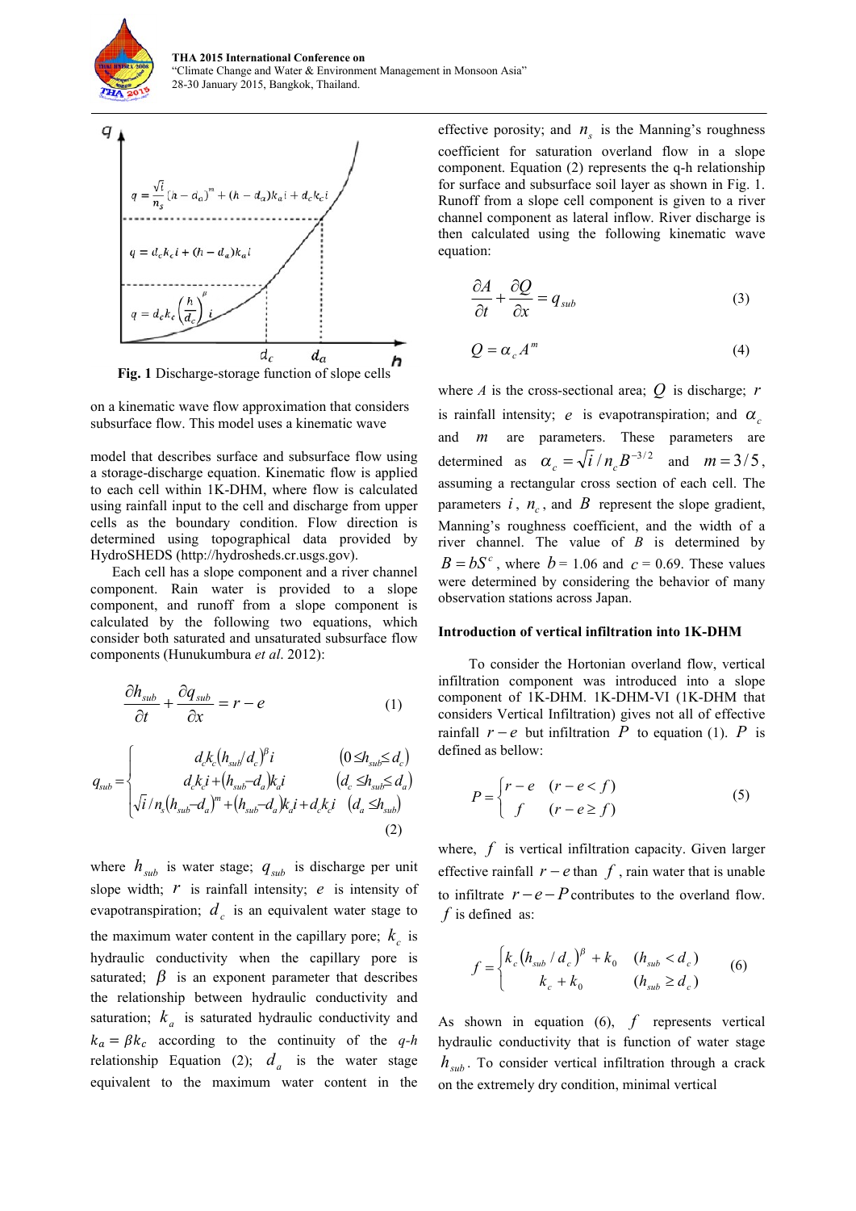**Fig. 1** Discharge-storage function of slope cells

on a kinematic wave flow approximation that considers subsurface flow. This model uses a kinematic wave

model that describes surface and subsurface flow using a storage-discharge equation. Kinematic flow is applied to each cell within 1K-DHM, where flow is calculated using rainfall input to the cell and discharge from upper cells as the boundary condition. Flow direction is determined using topographical data provided by HydroSHEDS (http://hydrosheds.cr.usgs.gov).

Each cell has a slope component and a river channel component. Rain water is provided to a slope component, and runoff from a slope component is calculated by the following two equations, which consider both saturated and unsaturated subsurface flow components (Hunukumbura *et al*. 2012):

$$\frac{\partial h_{sub}}{\partial t}+\frac{\partial q_{sub}}{\partial x}=r-e \tag{1}$$

$$q_{sub}=\begin{cases} d_c k_c (h_{sub}/d_c)^{\beta} i & (0 \le h_{sub} \le d_c) \\ d_c k_c i + (h_{sub}-d_a) k_a i & (d_c \le h_{sub} \le d_a) \\ \sqrt{i}/n_s (h_{sub}-d_a)^m + (h_{sub}-d_a) k_a i + d_c k_c i & (d_a \le h_{sub}) \end{cases} \tag{2}$$

where $h_{sub}$ is water stage; $q_{sub}$ is discharge per unit slope width; $r$ is rainfall intensity; $e$ is intensity of evapotranspiration; $d_c$ is an equivalent water stage to the maximum water content in the capillary pore; $k_c$ is hydraulic conductivity when the capillary pore is saturated; $\beta$ is an exponent parameter that describes the relationship between hydraulic conductivity and saturation; $k_a$ is saturated hydraulic conductivity and $k_a = \beta k_c$ according to the continuity of the *q-h* relationship Equation (2); $d_a$ is the water stage equivalent to the maximum water content in the effective porosity; and $n_s$ is the Manning's roughness coefficient for saturation overland flow in a slope component. Equation (2) represents the q-h relationship for surface and subsurface soil layer as shown in Fig. 1. Runoff from a slope cell component is given to a river channel component as lateral inflow. River discharge is then calculated using the following kinematic wave equation:

$$\frac{\partial A}{\partial t}+\frac{\partial Q}{\partial x}=q_{sub} \tag{3}$$

$$Q=\alpha_c A^m \tag{4}$$

where $A$ is the cross-sectional area; $Q$ is discharge; $r$ is rainfall intensity; $e$ is evapotranspiration; and $\alpha_c$ and $m$ are parameters. These parameters are determined as $\alpha_c = \sqrt{i}/n_c B^{-3/2}$ and $m = 3/5$, assuming a rectangular cross section of each cell. The parameters $i$, $n_c$, and $B$ represent the slope gradient, Manning's roughness coefficient, and the width of a river channel. The value of $B$ is determined by $B = bS^c$, where $b$ = 1.06 and $c$ = 0.69. These values were determined by considering the behavior of many observation stations across Japan.

### Introduction of vertical infiltration into 1K-DHM

To consider the Hortonian overland flow, vertical infiltration component was introduced into a slope component of 1K-DHM. 1K-DHM-VI (1K-DHM that considers Vertical Infiltration) gives not all of effective rainfall $r-e$ but infiltration $P$ to equation (1). $P$ is defined as bellow:

$$P=\begin{cases} r-e & (r-e<f) \\ f & (r-e \ge f) \end{cases} \tag{5}$$

where, $f$ is vertical infiltration capacity. Given larger effective rainfall $r-e$ than $f$, rain water that is unable to infiltrate $r-e-P$ contributes to the overland flow. $f$ is defined as:

$$f=\begin{cases} k_c (h_{sub}/d_c)^{\beta} + k_0 & (h_{sub}<d_c) \\ k_c + k_0 & (h_{sub} \ge d_c) \end{cases} \tag{6}$$

As shown in equation (6), $f$ represents vertical hydraulic conductivity that is function of water stage $h_{sub}$. To consider vertical infiltration through a crack on the extremely dry condition, minimal vertical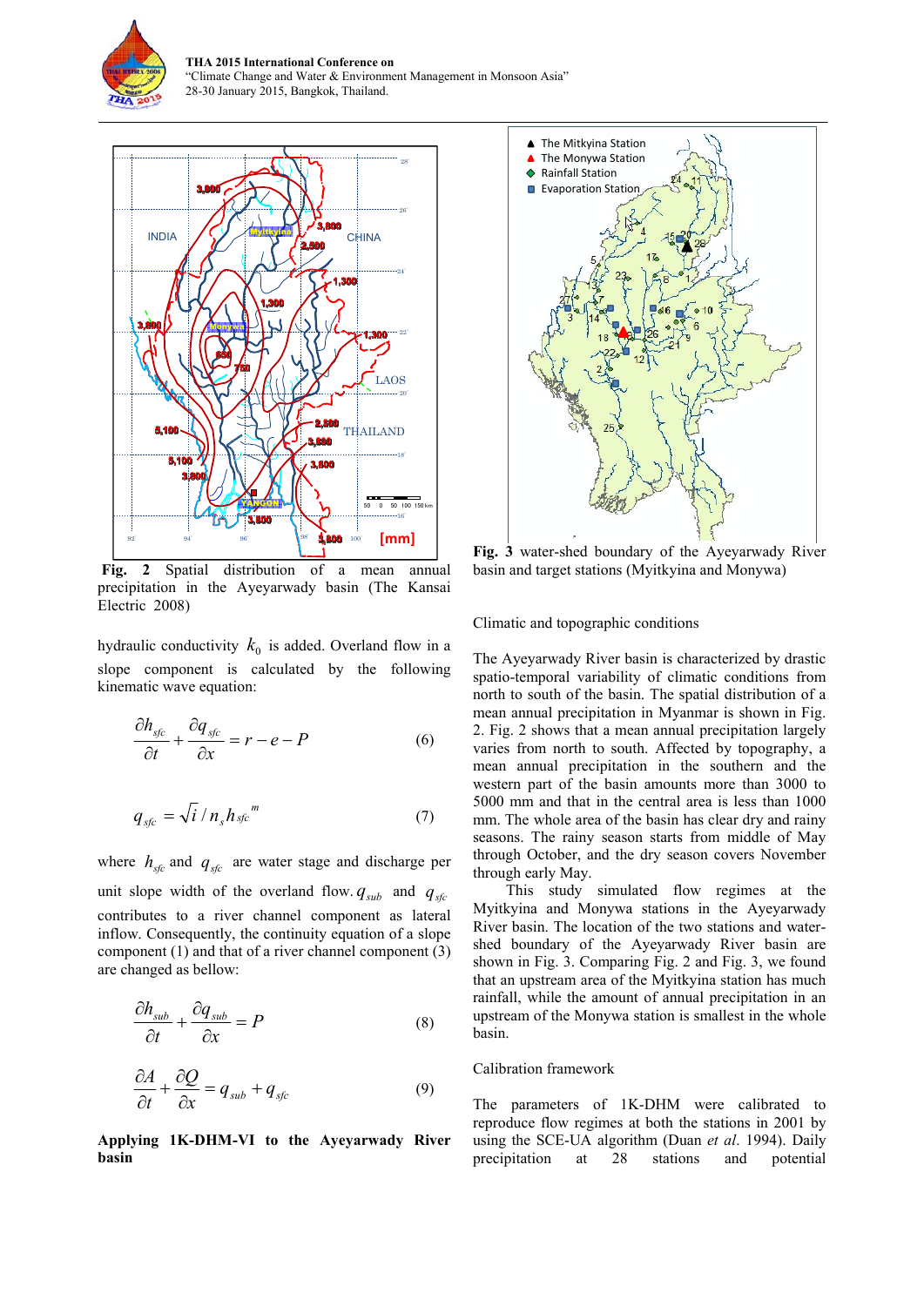Fig. 2 Spatial distribution of a mean annual precipitation in the Ayeyarwady basin (The Kansai Electric 2008)

hydraulic conductivity $k_0$ is added. Overland flow in a slope component is calculated by the following kinematic wave equation:

$$\frac{\partial h_{sfc}}{\partial t} + \frac{\partial q_{sfc}}{\partial x} = r - e - P \tag{6}$$

$$q_{sfc} = \sqrt{i} / n_s h_{sfc}{}^m \tag{7}$$

where $h_{sfc}$ and $q_{sfc}$ are water stage and discharge per unit slope width of the overland flow. $q_{sub}$ and $q_{sfc}$ contributes to a river channel component as lateral inflow. Consequently, the continuity equation of a slope component (1) and that of a river channel component (3) are changed as bellow:

$$\frac{\partial h_{sub}}{\partial t} + \frac{\partial q_{sub}}{\partial x} = P \tag{8}$$

$$\frac{\partial A}{\partial t} + \frac{\partial Q}{\partial x} = q_{sub} + q_{sfc} \tag{9}$$

**Applying 1K-DHM-VI to the Ayeyarwady River basin**

Fig. 3 water-shed boundary of the Ayeyarwady River basin and target stations (Myitkyina and Monywa)

Climatic and topographic conditions

The Ayeyarwady River basin is characterized by drastic spatio-temporal variability of climatic conditions from north to south of the basin. The spatial distribution of a mean annual precipitation in Myanmar is shown in Fig. 2. Fig. 2 shows that a mean annual precipitation largely varies from north to south. Affected by topography, a mean annual precipitation in the southern and the western part of the basin amounts more than 3000 to 5000 mm and that in the central area is less than 1000 mm. The whole area of the basin has clear dry and rainy seasons. The rainy season starts from middle of May through October, and the dry season covers November through early May.

This study simulated flow regimes at the Myitkyina and Monywa stations in the Ayeyarwady River basin. The location of the two stations and water-shed boundary of the Ayeyarwady River basin are shown in Fig. 3. Comparing Fig. 2 and Fig. 3, we found that an upstream area of the Myitkyina station has much rainfall, while the amount of annual precipitation in an upstream of the Monywa station is smallest in the whole basin.

Calibration framework

The parameters of 1K-DHM were calibrated to reproduce flow regimes at both the stations in 2001 by using the SCE-UA algorithm (Duan *et al*. 1994). Daily precipitation at 28 stations and potential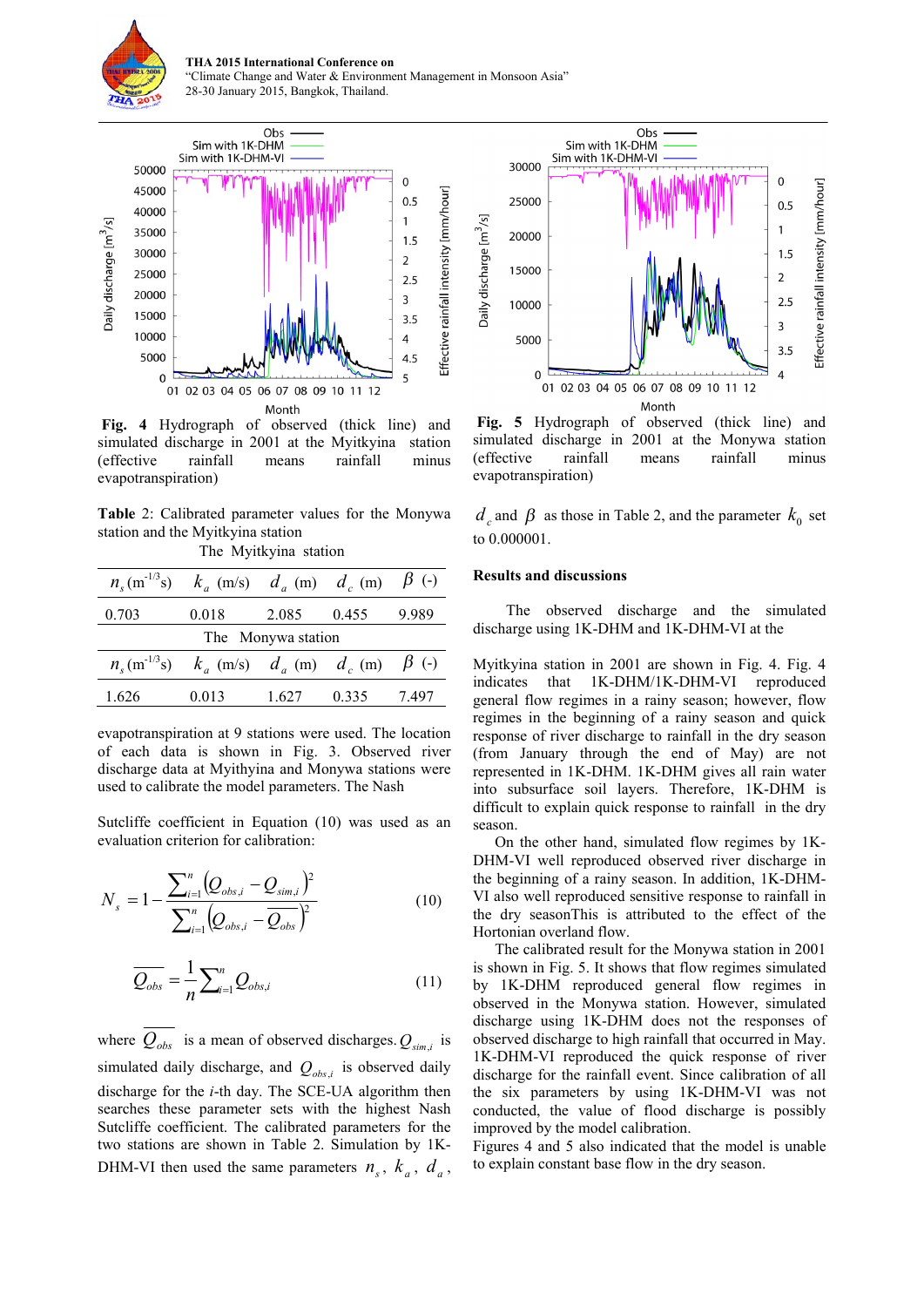Fig. 4 Hydrograph of observed (thick line) and simulated discharge in 2001 at the Myitkyina station (effective rainfall means rainfall minus evapotranspiration)

Table 2: Calibrated parameter values for the Monywa station and the Myitkyina station

| $n_s$ ($m^{-1/3}s$) | $k_a$ (m/s) | $d_a$ (m) | $d_c$ (m) | $\beta$ (-) |
|---|---|---|---|---|
| The Myitkyina station | | | | |
| 0.703 | 0.018 | 2.085 | 0.455 | 9.989 |
| The Monywa station | | | | |
| 1.626 | 0.013 | 1.627 | 0.335 | 7.497 |

evapotranspiration at 9 stations were used. The location of each data is shown in Fig. 3. Observed river discharge data at Myithyina and Monywa stations were used to calibrate the model parameters. The Nash Sutcliffe coefficient in Equation (10) was used as an evaluation criterion for calibration:

$$N_s = 1 - \frac{\sum_{i=1}^{n}\left(Q_{obs,i} - Q_{sim,i}\right)^2}{\sum_{i=1}^{n}\left(Q_{obs,i} - \overline{Q_{obs}}\right)^2} \tag{10}$$

$$\overline{Q_{obs}} = \frac{1}{n}\sum_{i=1}^{n} Q_{obs,i} \tag{11}$$

where $\overline{Q_{obs}}$ is a mean of observed discharges. $Q_{sim,i}$ is simulated daily discharge, and $Q_{obs,i}$ is observed daily discharge for the *i*-th day. The SCE-UA algorithm then searches these parameter sets with the highest Nash Sutcliffe coefficient. The calibrated parameters for the two stations are shown in Table 2. Simulation by 1K-DHM-VI then used the same parameters $n_s$, $k_a$, $d_a$, $d_c$ and $\beta$ as those in Table 2, and the parameter $k_0$ set to 0.000001.

Fig. 5 Hydrograph of observed (thick line) and simulated discharge in 2001 at the Monywa station (effective rainfall means rainfall minus evapotranspiration)

## Results and discussions

The observed discharge and the simulated discharge using 1K-DHM and 1K-DHM-VI at the Myitkyina station in 2001 are shown in Fig. 4. Fig. 4 indicates that 1K-DHM/1K-DHM-VI reproduced general flow regimes in a rainy season; however, flow regimes in the beginning of a rainy season and quick response of river discharge to rainfall in the dry season (from January through the end of May) are not represented in 1K-DHM. 1K-DHM gives all rain water into subsurface soil layers. Therefore, 1K-DHM is difficult to explain quick response to rainfall in the dry season.

On the other hand, simulated flow regimes by 1K-DHM-VI well reproduced observed river discharge in the beginning of a rainy season. In addition, 1K-DHM-VI also well reproduced sensitive response to rainfall in the dry seasonThis is attributed to the effect of the Hortonian overland flow.

The calibrated result for the Monywa station in 2001 is shown in Fig. 5. It shows that flow regimes simulated by 1K-DHM reproduced general flow regimes in observed in the Monywa station. However, simulated discharge using 1K-DHM does not the responses of observed discharge to high rainfall that occurred in May. 1K-DHM-VI reproduced the quick response of river discharge for the rainfall event. Since calibration of all the six parameters by using 1K-DHM-VI was not conducted, the value of flood discharge is possibly improved by the model calibration.

Figures 4 and 5 also indicated that the model is unable to explain constant base flow in the dry season.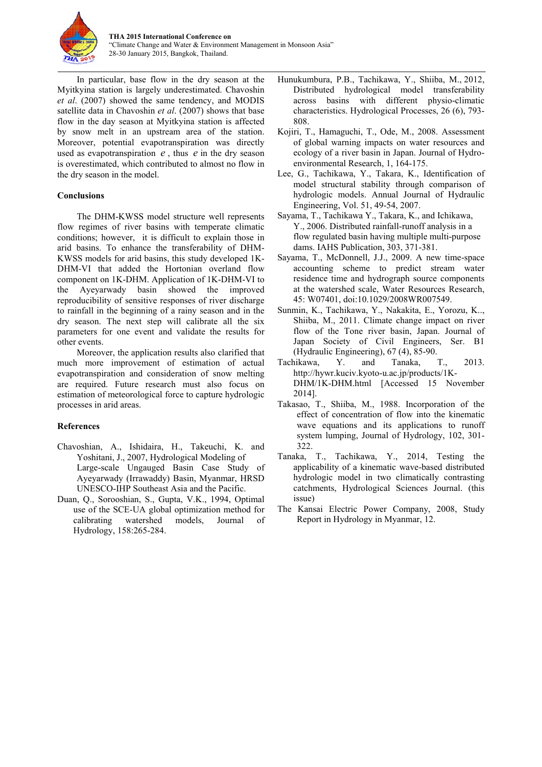In particular, base flow in the dry season at the Myitkyina station is largely underestimated. Chavoshin *et al*. (2007) showed the same tendency, and MODIS satellite data in Chavoshin *et al*. (2007) shows that base flow in the day season at Myitkyina station is affected by snow melt in an upstream area of the station. Moreover, potential evapotranspiration was directly used as evapotranspiration $e$, thus $e$ in the dry season is overestimated, which contributed to almost no flow in the dry season in the model.

## Conclusions

The DHM-KWSS model structure well represents flow regimes of river basins with temperate climatic conditions; however, it is difficult to explain those in arid basins. To enhance the transferability of DHM-KWSS models for arid basins, this study developed 1K-DHM-VI that added the Hortonian overland flow component on 1K-DHM. Application of 1K-DHM-VI to the Ayeyarwady basin showed the improved reproducibility of sensitive responses of river discharge to rainfall in the beginning of a rainy season and in the dry season. The next step will calibrate all the six parameters for one event and validate the results for other events.

Moreover, the application results also clarified that much more improvement of estimation of actual evapotranspiration and consideration of snow melting are required. Future research must also focus on estimation of meteorological force to capture hydrologic processes in arid areas.

## References

Chavoshian, A., Ishidaira, H., Takeuchi, K. and Yoshitani, J., 2007, Hydrological Modeling of Large-scale Ungauged Basin Case Study of Ayeyarwady (Irrawaddy) Basin, Myanmar, HRSD UNESCO-IHP Southeast Asia and the Pacific.

Duan, Q., Sorooshian, S., Gupta, V.K., 1994, Optimal use of the SCE-UA global optimization method for calibrating watershed models, Journal of Hydrology, 158:265-284.

Hunukumbura, P.B., Tachikawa, Y., Shiiba, M., 2012, Distributed hydrological model transferability across basins with different physio-climatic characteristics. Hydrological Processes, 26 (6), 793-808.

Kojiri, T., Hamaguchi, T., Ode, M., 2008. Assessment of global warning impacts on water resources and ecology of a river basin in Japan. Journal of Hydro-environmental Research, 1, 164-175.

Lee, G., Tachikawa, Y., Takara, K., Identification of model structural stability through comparison of hydrologic models. Annual Journal of Hydraulic Engineering, Vol. 51, 49-54, 2007.

Sayama, T., Tachikawa Y., Takara, K., and Ichikawa, Y., 2006. Distributed rainfall-runoff analysis in a flow regulated basin having multiple multi-purpose dams. IAHS Publication, 303, 371-381.

Sayama, T., McDonnell, J.J., 2009. A new time-space accounting scheme to predict stream water residence time and hydrograph source components at the watershed scale, Water Resources Research, 45: W07401, doi:10.1029/2008WR007549.

Sunmin, K., Tachikawa, Y., Nakakita, E., Yorozu, K.., Shiiba, M., 2011. Climate change impact on river flow of the Tone river basin, Japan. Journal of Japan Society of Civil Engineers, Ser. B1 (Hydraulic Engineering), 67 (4), 85-90.

Tachikawa, Y. and Tanaka, T., 2013. http://hywr.kuciv.kyoto-u.ac.jp/products/1K-DHM/1K-DHM.html [Accessed 15 November 2014].

Takasao, T., Shiiba, M., 1988. Incorporation of the effect of concentration of flow into the kinematic wave equations and its applications to runoff system lumping, Journal of Hydrology, 102, 301-322.

Tanaka, T., Tachikawa, Y., 2014, Testing the applicability of a kinematic wave-based distributed hydrologic model in two climatically contrasting catchments, Hydrological Sciences Journal. (this issue)

The Kansai Electric Power Company, 2008, Study Report in Hydrology in Myanmar, 12.